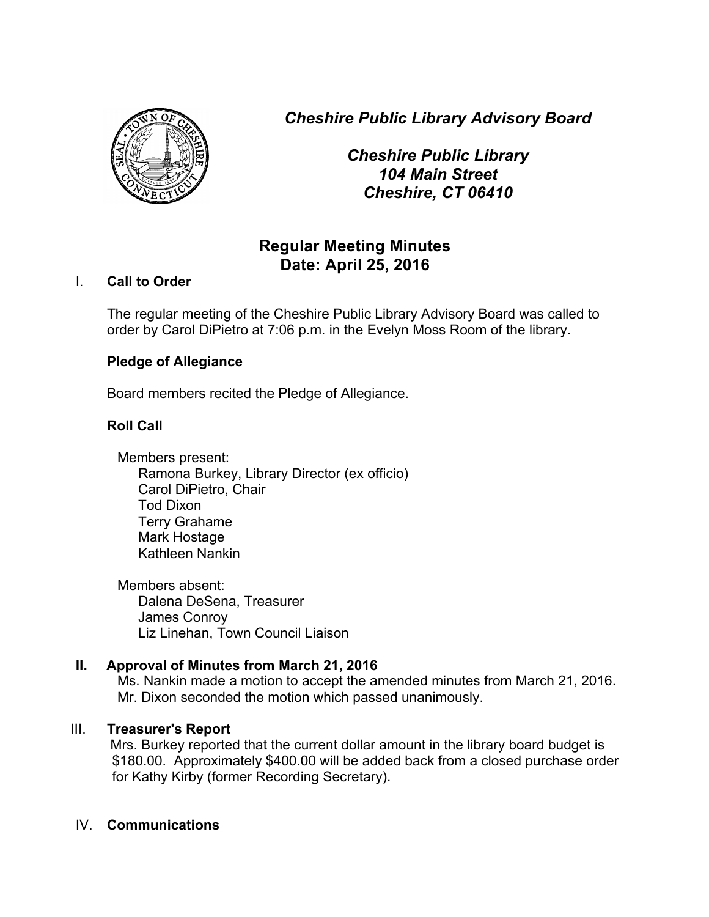*Cheshire Public Library Advisory Board*

*Cheshire Public Library*
*104 Main Street*
*Cheshire, CT 06410*

## Regular Meeting Minutes
## Date: April 25, 2016

I. **Call to Order**

The regular meeting of the Cheshire Public Library Advisory Board was called to order by Carol DiPietro at 7:06 p.m. in the Evelyn Moss Room of the library.

**Pledge of Allegiance**

Board members recited the Pledge of Allegiance.

**Roll Call**

Members present:
- Ramona Burkey, Library Director (ex officio)
- Carol DiPietro, Chair
- Tod Dixon
- Terry Grahame
- Mark Hostage
- Kathleen Nankin

Members absent:
- Dalena DeSena, Treasurer
- James Conroy
- Liz Linehan, Town Council Liaison

**II. Approval of Minutes from March 21, 2016**

Ms. Nankin made a motion to accept the amended minutes from March 21, 2016. Mr. Dixon seconded the motion which passed unanimously.

III. **Treasurer's Report**

Mrs. Burkey reported that the current dollar amount in the library board budget is $180.00. Approximately $400.00 will be added back from a closed purchase order for Kathy Kirby (former Recording Secretary).

IV. **Communications**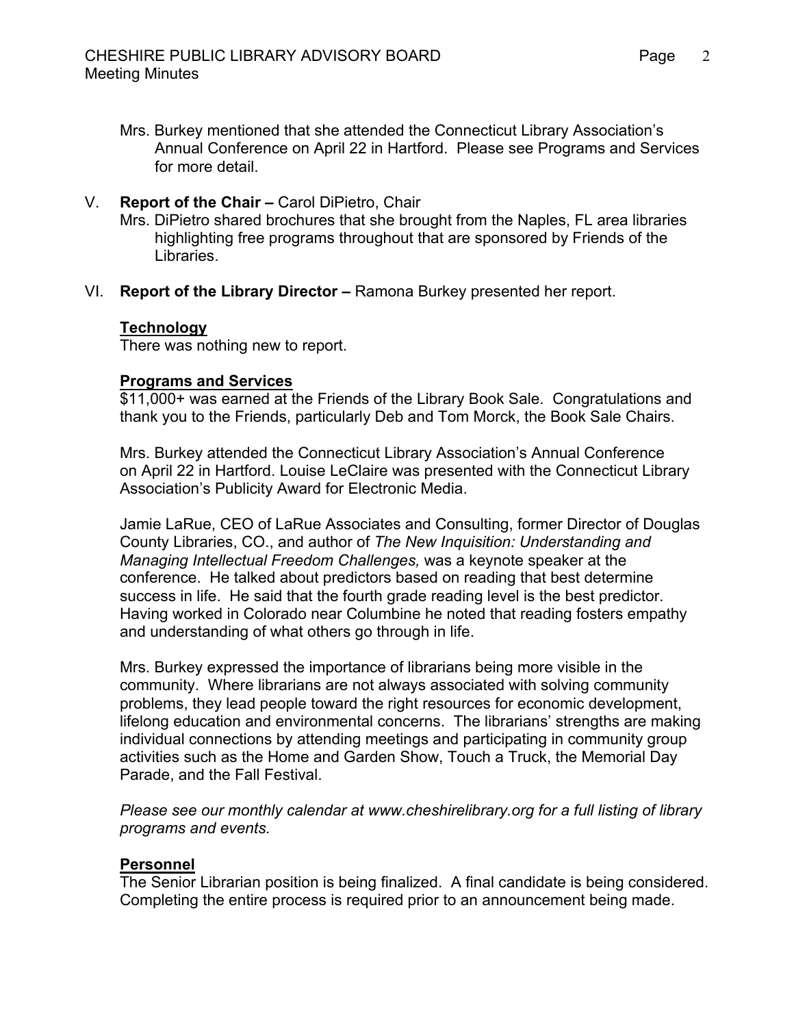Mrs. Burkey mentioned that she attended the Connecticut Library Association's Annual Conference on April 22 in Hartford. Please see Programs and Services for more detail.

V. **Report of the Chair –** Carol DiPietro, Chair

Mrs. DiPietro shared brochures that she brought from the Naples, FL area libraries highlighting free programs throughout that are sponsored by Friends of the Libraries.

VI. **Report of the Library Director –** Ramona Burkey presented her report.

**Technology**

There was nothing new to report.

**Programs and Services**

$11,000+ was earned at the Friends of the Library Book Sale. Congratulations and thank you to the Friends, particularly Deb and Tom Morck, the Book Sale Chairs.

Mrs. Burkey attended the Connecticut Library Association's Annual Conference on April 22 in Hartford. Louise LeClaire was presented with the Connecticut Library Association's Publicity Award for Electronic Media.

Jamie LaRue, CEO of LaRue Associates and Consulting, former Director of Douglas County Libraries, CO., and author of *The New Inquisition: Understanding and Managing Intellectual Freedom Challenges,* was a keynote speaker at the conference. He talked about predictors based on reading that best determine success in life. He said that the fourth grade reading level is the best predictor. Having worked in Colorado near Columbine he noted that reading fosters empathy and understanding of what others go through in life.

Mrs. Burkey expressed the importance of librarians being more visible in the community. Where librarians are not always associated with solving community problems, they lead people toward the right resources for economic development, lifelong education and environmental concerns. The librarians' strengths are making individual connections by attending meetings and participating in community group activities such as the Home and Garden Show, Touch a Truck, the Memorial Day Parade, and the Fall Festival.

*Please see our monthly calendar at www.cheshirelibrary.org for a full listing of library programs and events.*

**Personnel**

The Senior Librarian position is being finalized. A final candidate is being considered. Completing the entire process is required prior to an announcement being made.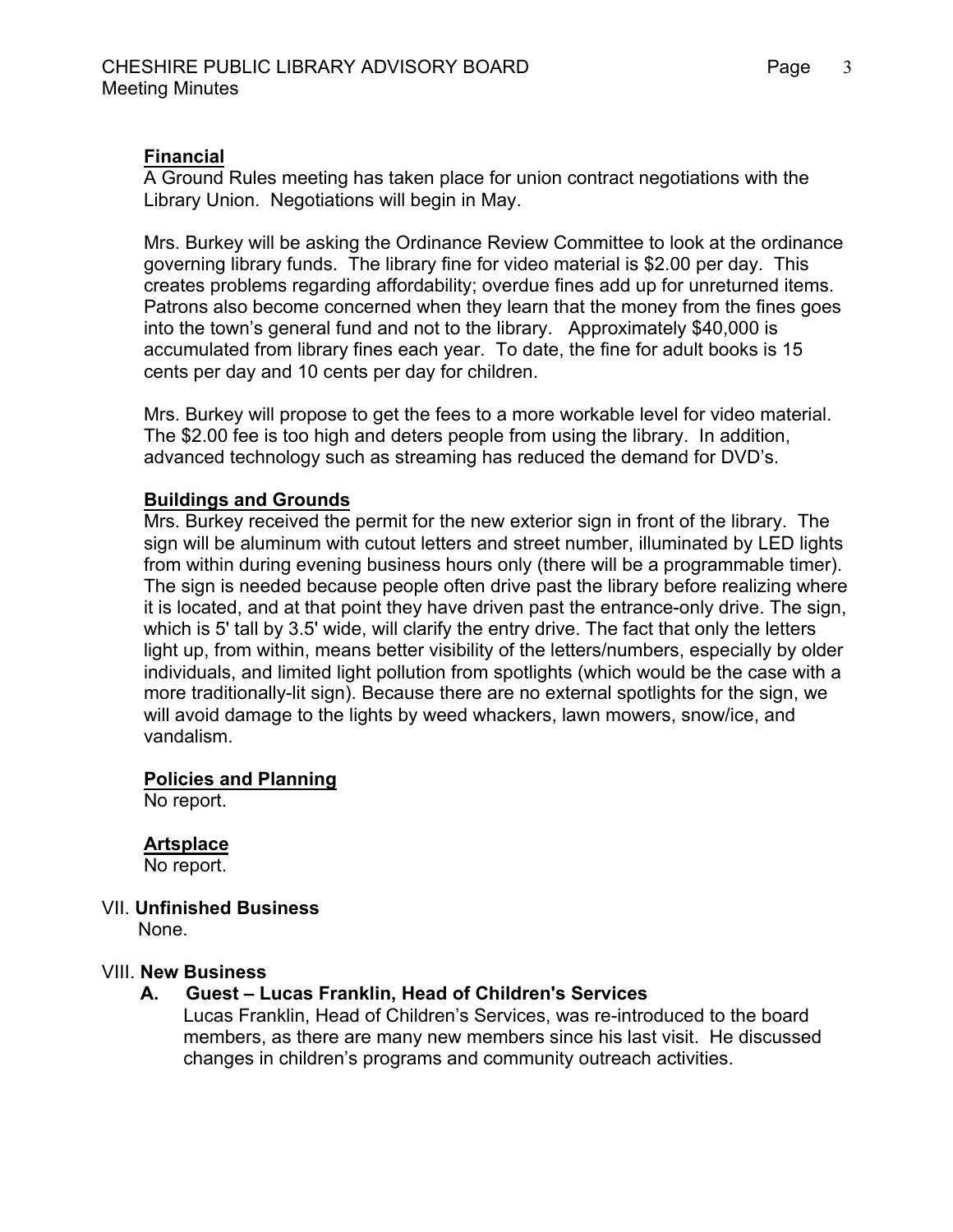**Financial**

A Ground Rules meeting has taken place for union contract negotiations with the Library Union. Negotiations will begin in May.

Mrs. Burkey will be asking the Ordinance Review Committee to look at the ordinance governing library funds. The library fine for video material is $2.00 per day. This creates problems regarding affordability; overdue fines add up for unreturned items. Patrons also become concerned when they learn that the money from the fines goes into the town's general fund and not to the library. Approximately $40,000 is accumulated from library fines each year. To date, the fine for adult books is 15 cents per day and 10 cents per day for children.

Mrs. Burkey will propose to get the fees to a more workable level for video material. The $2.00 fee is too high and deters people from using the library. In addition, advanced technology such as streaming has reduced the demand for DVD's.

**Buildings and Grounds**

Mrs. Burkey received the permit for the new exterior sign in front of the library. The sign will be aluminum with cutout letters and street number, illuminated by LED lights from within during evening business hours only (there will be a programmable timer). The sign is needed because people often drive past the library before realizing where it is located, and at that point they have driven past the entrance-only drive. The sign, which is 5' tall by 3.5' wide, will clarify the entry drive. The fact that only the letters light up, from within, means better visibility of the letters/numbers, especially by older individuals, and limited light pollution from spotlights (which would be the case with a more traditionally-lit sign). Because there are no external spotlights for the sign, we will avoid damage to the lights by weed whackers, lawn mowers, snow/ice, and vandalism.

**Policies and Planning**

No report.

**Artsplace**

No report.

VII. **Unfinished Business**

None.

VIII. **New Business**

**A. Guest – Lucas Franklin, Head of Children's Services**

Lucas Franklin, Head of Children's Services, was re-introduced to the board members, as there are many new members since his last visit. He discussed changes in children's programs and community outreach activities.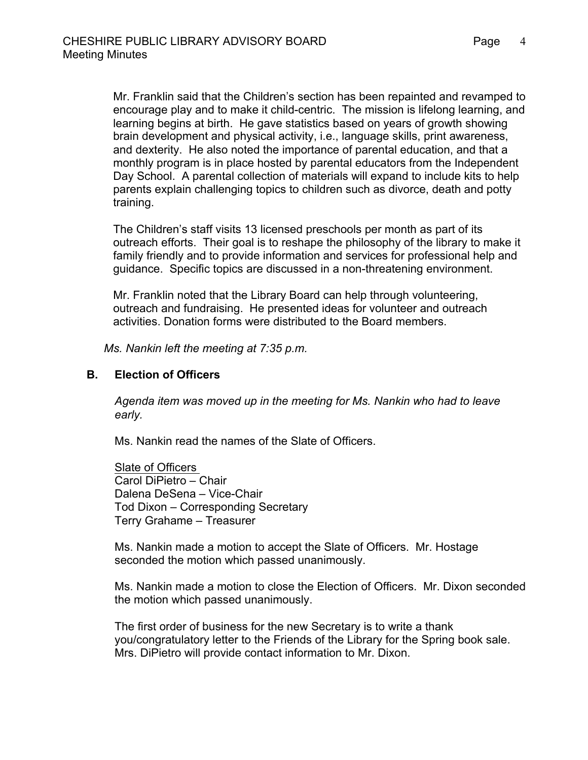Mr. Franklin said that the Children's section has been repainted and revamped to encourage play and to make it child-centric. The mission is lifelong learning, and learning begins at birth. He gave statistics based on years of growth showing brain development and physical activity, i.e., language skills, print awareness, and dexterity. He also noted the importance of parental education, and that a monthly program is in place hosted by parental educators from the Independent Day School. A parental collection of materials will expand to include kits to help parents explain challenging topics to children such as divorce, death and potty training.

The Children's staff visits 13 licensed preschools per month as part of its outreach efforts. Their goal is to reshape the philosophy of the library to make it family friendly and to provide information and services for professional help and guidance. Specific topics are discussed in a non-threatening environment.

Mr. Franklin noted that the Library Board can help through volunteering, outreach and fundraising. He presented ideas for volunteer and outreach activities. Donation forms were distributed to the Board members.

*Ms. Nankin left the meeting at 7:35 p.m.*

**B. Election of Officers**

*Agenda item was moved up in the meeting for Ms. Nankin who had to leave early.*

Ms. Nankin read the names of the Slate of Officers.

Slate of Officers
Carol DiPietro – Chair
Dalena DeSena – Vice-Chair
Tod Dixon – Corresponding Secretary
Terry Grahame – Treasurer

Ms. Nankin made a motion to accept the Slate of Officers. Mr. Hostage seconded the motion which passed unanimously.

Ms. Nankin made a motion to close the Election of Officers. Mr. Dixon seconded the motion which passed unanimously.

The first order of business for the new Secretary is to write a thank you/congratulatory letter to the Friends of the Library for the Spring book sale. Mrs. DiPietro will provide contact information to Mr. Dixon.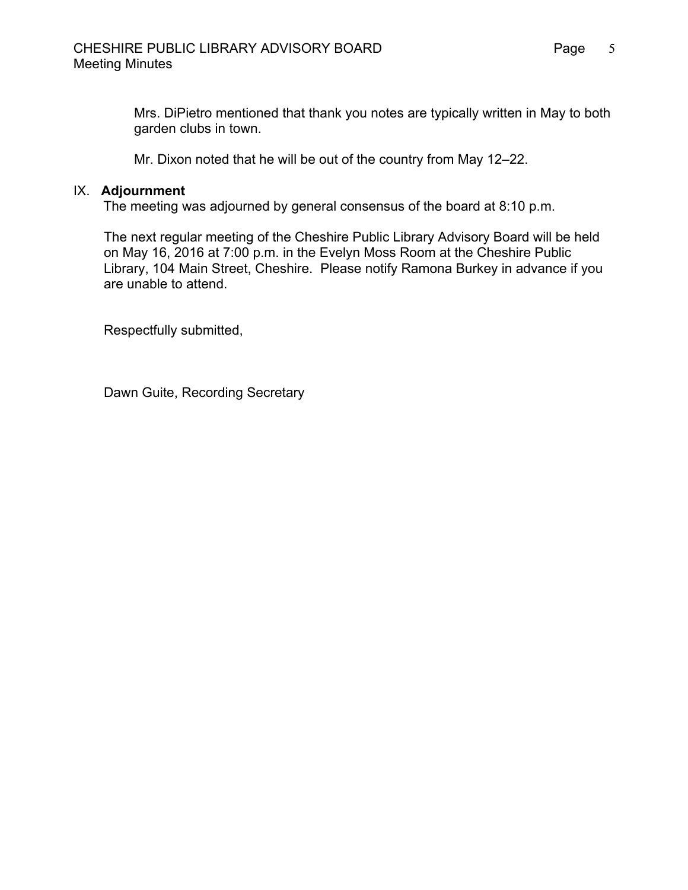Mrs. DiPietro mentioned that thank you notes are typically written in May to both garden clubs in town.

Mr. Dixon noted that he will be out of the country from May 12–22.

## IX. **Adjournment**

The meeting was adjourned by general consensus of the board at 8:10 p.m.

The next regular meeting of the Cheshire Public Library Advisory Board will be held on May 16, 2016 at 7:00 p.m. in the Evelyn Moss Room at the Cheshire Public Library, 104 Main Street, Cheshire. Please notify Ramona Burkey in advance if you are unable to attend.

Respectfully submitted,

Dawn Guite, Recording Secretary